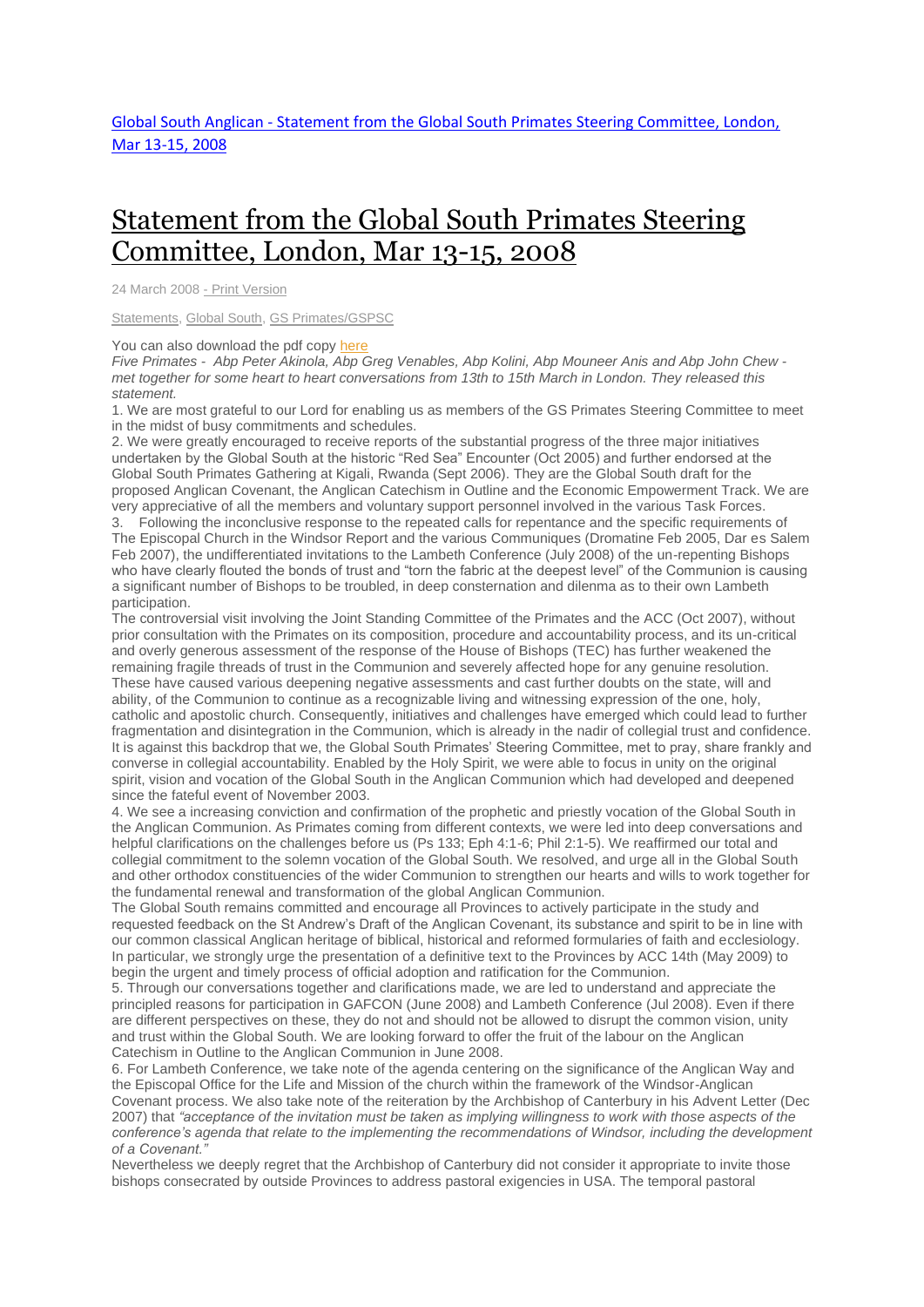[Global South Anglican - Statement from the Global South Primates Steering Committee, London, Mar 13-15, 2008]

# Statement from the Global South Primates Steering Committee, London, Mar 13-15, 2008

24 March 2008 - Print Version

Statements, Global South, GS Primates/GSPSC

You can also download the pdf copy here

*Five Primates - Abp Peter Akinola, Abp Greg Venables, Abp Kolini, Abp Mouneer Anis and Abp John Chew - met together for some heart to heart conversations from 13th to 15th March in London. They released this statement.*

1. We are most grateful to our Lord for enabling us as members of the GS Primates Steering Committee to meet in the midst of busy commitments and schedules.

2. We were greatly encouraged to receive reports of the substantial progress of the three major initiatives undertaken by the Global South at the historic "Red Sea" Encounter (Oct 2005) and further endorsed at the Global South Primates Gathering at Kigali, Rwanda (Sept 2006). They are the Global South draft for the proposed Anglican Covenant, the Anglican Catechism in Outline and the Economic Empowerment Track. We are very appreciative of all the members and voluntary support personnel involved in the various Task Forces.

3. Following the inconclusive response to the repeated calls for repentance and the specific requirements of The Episcopal Church in the Windsor Report and the various Communiques (Dromatine Feb 2005, Dar es Salem Feb 2007), the undifferentiated invitations to the Lambeth Conference (July 2008) of the un-repenting Bishops who have clearly flouted the bonds of trust and "torn the fabric at the deepest level" of the Communion is causing a significant number of Bishops to be troubled, in deep consternation and dilenma as to their own Lambeth participation.

The controversial visit involving the Joint Standing Committee of the Primates and the ACC (Oct 2007), without prior consultation with the Primates on its composition, procedure and accountability process, and its un-critical and overly generous assessment of the response of the House of Bishops (TEC) has further weakened the remaining fragile threads of trust in the Communion and severely affected hope for any genuine resolution. These have caused various deepening negative assessments and cast further doubts on the state, will and ability, of the Communion to continue as a recognizable living and witnessing expression of the one, holy, catholic and apostolic church. Consequently, initiatives and challenges have emerged which could lead to further fragmentation and disintegration in the Communion, which is already in the nadir of collegial trust and confidence.

It is against this backdrop that we, the Global South Primates' Steering Committee, met to pray, share frankly and converse in collegial accountability. Enabled by the Holy Spirit, we were able to focus in unity on the original spirit, vision and vocation of the Global South in the Anglican Communion which had developed and deepened since the fateful event of November 2003.

4. We see a increasing conviction and confirmation of the prophetic and priestly vocation of the Global South in the Anglican Communion. As Primates coming from different contexts, we were led into deep conversations and helpful clarifications on the challenges before us (Ps 133; Eph 4:1-6; Phil 2:1-5). We reaffirmed our total and collegial commitment to the solemn vocation of the Global South. We resolved, and urge all in the Global South and other orthodox constituencies of the wider Communion to strengthen our hearts and wills to work together for the fundamental renewal and transformation of the global Anglican Communion.

The Global South remains committed and encourage all Provinces to actively participate in the study and requested feedback on the St Andrew's Draft of the Anglican Covenant, its substance and spirit to be in line with our common classical Anglican heritage of biblical, historical and reformed formularies of faith and ecclesiology. In particular, we strongly urge the presentation of a definitive text to the Provinces by ACC 14th (May 2009) to begin the urgent and timely process of official adoption and ratification for the Communion.

5. Through our conversations together and clarifications made, we are led to understand and appreciate the principled reasons for participation in GAFCON (June 2008) and Lambeth Conference (Jul 2008). Even if there are different perspectives on these, they do not and should not be allowed to disrupt the common vision, unity and trust within the Global South. We are looking forward to offer the fruit of the labour on the Anglican Catechism in Outline to the Anglican Communion in June 2008.

6. For Lambeth Conference, we take note of the agenda centering on the significance of the Anglican Way and the Episcopal Office for the Life and Mission of the church within the framework of the Windsor-Anglican Covenant process. We also take note of the reiteration by the Archbishop of Canterbury in his Advent Letter (Dec 2007) that *"acceptance of the invitation must be taken as implying willingness to work with those aspects of the conference's agenda that relate to the implementing the recommendations of Windsor, including the development of a Covenant."*

Nevertheless we deeply regret that the Archbishop of Canterbury did not consider it appropriate to invite those bishops consecrated by outside Provinces to address pastoral exigencies in USA. The temporal pastoral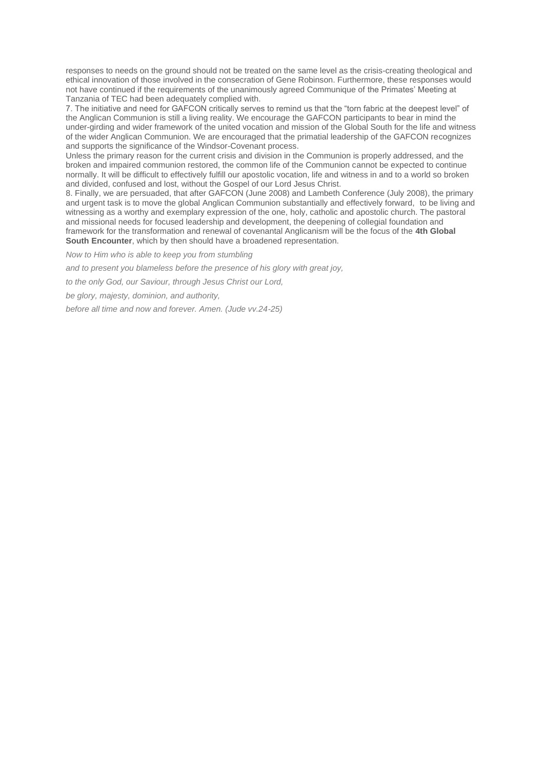responses to needs on the ground should not be treated on the same level as the crisis-creating theological and ethical innovation of those involved in the consecration of Gene Robinson. Furthermore, these responses would not have continued if the requirements of the unanimously agreed Communique of the Primates' Meeting at Tanzania of TEC had been adequately complied with.

7. The initiative and need for GAFCON critically serves to remind us that the "torn fabric at the deepest level" of the Anglican Communion is still a living reality. We encourage the GAFCON participants to bear in mind the under-girding and wider framework of the united vocation and mission of the Global South for the life and witness of the wider Anglican Communion. We are encouraged that the primatial leadership of the GAFCON recognizes and supports the significance of the Windsor-Covenant process.

Unless the primary reason for the current crisis and division in the Communion is properly addressed, and the broken and impaired communion restored, the common life of the Communion cannot be expected to continue normally. It will be difficult to effectively fulfill our apostolic vocation, life and witness in and to a world so broken and divided, confused and lost, without the Gospel of our Lord Jesus Christ.

8. Finally, we are persuaded, that after GAFCON (June 2008) and Lambeth Conference (July 2008), the primary and urgent task is to move the global Anglican Communion substantially and effectively forward, to be living and witnessing as a worthy and exemplary expression of the one, holy, catholic and apostolic church. The pastoral and missional needs for focused leadership and development, the deepening of collegial foundation and framework for the transformation and renewal of covenantal Anglicanism will be the focus of the **4th Global South Encounter**, which by then should have a broadened representation.

*Now to Him who is able to keep you from stumbling*

*and to present you blameless before the presence of his glory with great joy,*

*to the only God, our Saviour, through Jesus Christ our Lord,*

*be glory, majesty, dominion, and authority,*

*before all time and now and forever. Amen. (Jude vv.24-25)*